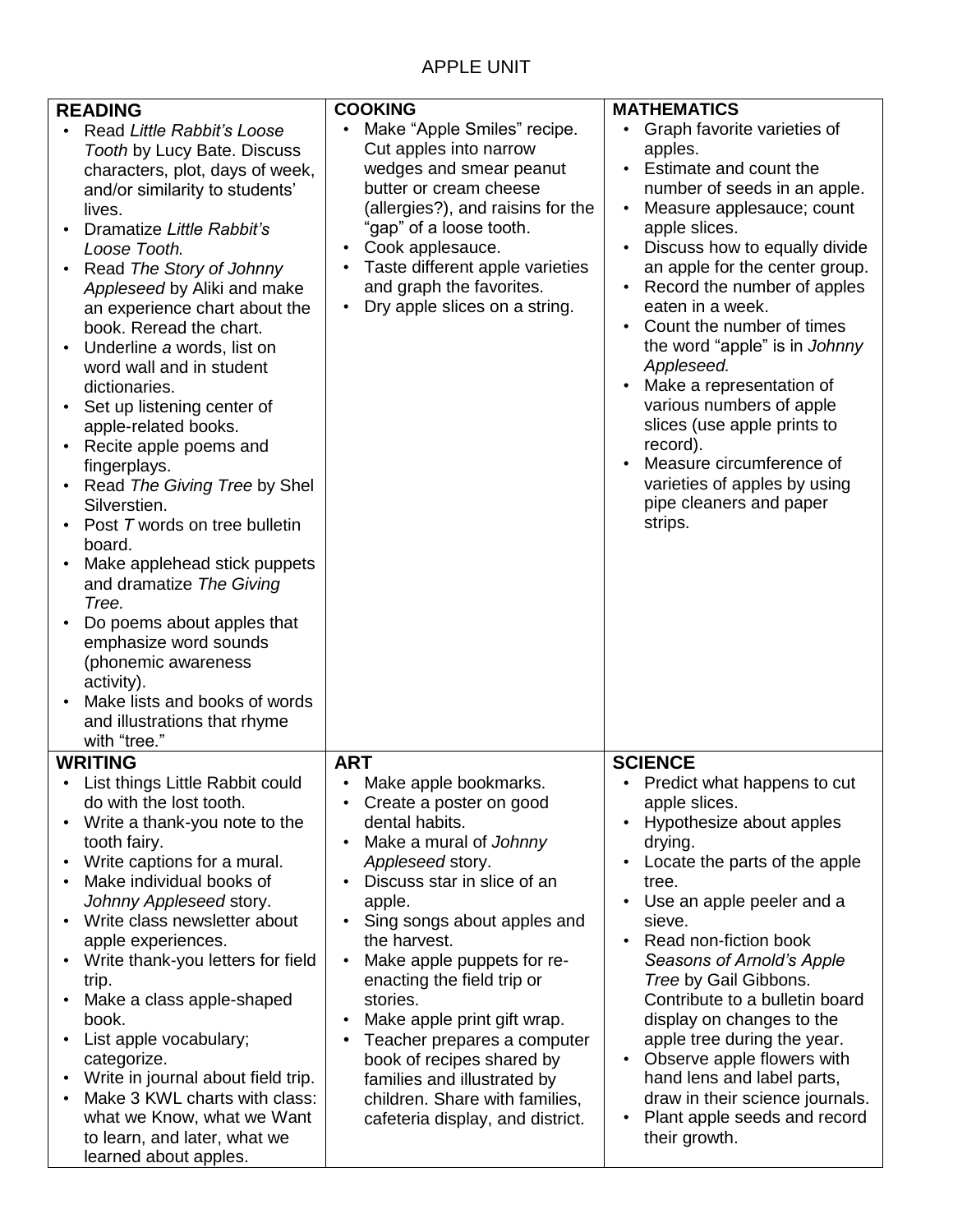# APPLE UNIT

| READING | COOKING | MATHEMATICS |
|---|---|---|
| • Read *Little Rabbit's Loose Tooth* by Lucy Bate. Discuss characters, plot, days of week, and/or similarity to students' lives.<br>• Dramatize *Little Rabbit's Loose Tooth.*<br>• Read *The Story of Johnny Appleseed* by Aliki and make an experience chart about the book. Reread the chart.<br>• Underline *a* words, list on word wall and in student dictionaries.<br>• Set up listening center of apple-related books.<br>• Recite apple poems and fingerplays.<br>• Read *The Giving Tree* by Shel Silverstien.<br>• Post *T* words on tree bulletin board.<br>• Make applehead stick puppets and dramatize *The Giving Tree.*<br>• Do poems about apples that emphasize word sounds (phonemic awareness activity).<br>• Make lists and books of words and illustrations that rhyme with "tree." | • Make "Apple Smiles" recipe. Cut apples into narrow wedges and smear peanut butter or cream cheese (allergies?), and raisins for the "gap" of a loose tooth.<br>• Cook applesauce.<br>• Taste different apple varieties and graph the favorites.<br>• Dry apple slices on a string. | • Graph favorite varieties of apples.<br>• Estimate and count the number of seeds in an apple.<br>• Measure applesauce; count apple slices.<br>• Discuss how to equally divide an apple for the center group.<br>• Record the number of apples eaten in a week.<br>• Count the number of times the word "apple" is in *Johnny Appleseed.*<br>• Make a representation of various numbers of apple slices (use apple prints to record).<br>• Measure circumference of varieties of apples by using pipe cleaners and paper strips. |
| **WRITING** | **ART** | **SCIENCE** |
| • List things Little Rabbit could do with the lost tooth.<br>• Write a thank-you note to the tooth fairy.<br>• Write captions for a mural.<br>• Make individual books of *Johnny Appleseed* story.<br>• Write class newsletter about apple experiences.<br>• Write thank-you letters for field trip.<br>• Make a class apple-shaped book.<br>• List apple vocabulary; categorize.<br>• Write in journal about field trip.<br>• Make 3 KWL charts with class: what we Know, what we Want to learn, and later, what we learned about apples. | • Make apple bookmarks.<br>• Create a poster on good dental habits.<br>• Make a mural of *Johnny Appleseed* story.<br>• Discuss star in slice of an apple.<br>• Sing songs about apples and the harvest.<br>• Make apple puppets for re-enacting the field trip or stories.<br>• Make apple print gift wrap.<br>• Teacher prepares a computer book of recipes shared by families and illustrated by children. Share with families, cafeteria display, and district. | • Predict what happens to cut apple slices.<br>• Hypothesize about apples drying.<br>• Locate the parts of the apple tree.<br>• Use an apple peeler and a sieve.<br>• Read non-fiction book *Seasons of Arnold's Apple Tree* by Gail Gibbons. Contribute to a bulletin board display on changes to the apple tree during the year.<br>• Observe apple flowers with hand lens and label parts, draw in their science journals.<br>• Plant apple seeds and record their growth. |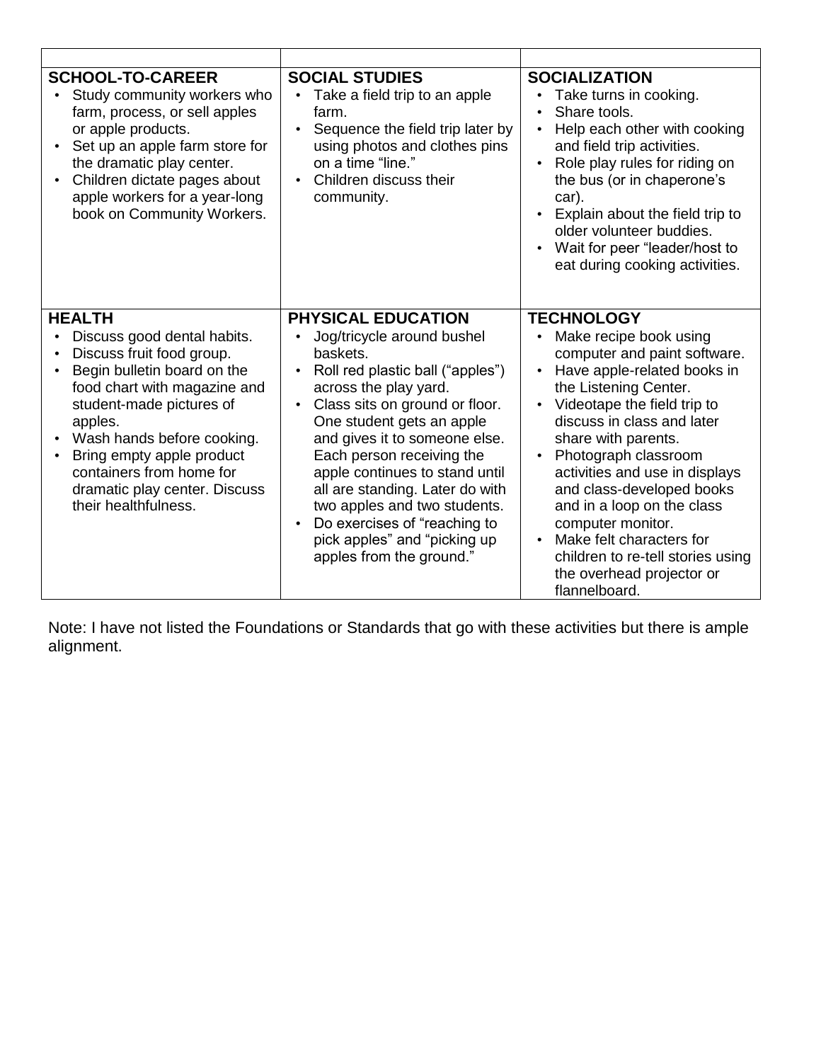| | | |
|---|---|---|
| **SCHOOL-TO-CAREER**<br>• Study community workers who farm, process, or sell apples or apple products.<br>• Set up an apple farm store for the dramatic play center.<br>• Children dictate pages about apple workers for a year-long book on Community Workers. | **SOCIAL STUDIES**<br>• Take a field trip to an apple farm.<br>• Sequence the field trip later by using photos and clothes pins on a time "line."<br>• Children discuss their community. | **SOCIALIZATION**<br>• Take turns in cooking.<br>• Share tools.<br>• Help each other with cooking and field trip activities.<br>• Role play rules for riding on the bus (or in chaperone's car).<br>• Explain about the field trip to older volunteer buddies.<br>• Wait for peer "leader/host to eat during cooking activities. |
| **HEALTH**<br>• Discuss good dental habits.<br>• Discuss fruit food group.<br>• Begin bulletin board on the food chart with magazine and student-made pictures of apples.<br>• Wash hands before cooking.<br>• Bring empty apple product containers from home for dramatic play center. Discuss their healthfulness. | **PHYSICAL EDUCATION**<br>• Jog/tricycle around bushel baskets.<br>• Roll red plastic ball ("apples") across the play yard.<br>• Class sits on ground or floor. One student gets an apple and gives it to someone else. Each person receiving the apple continues to stand until all are standing. Later do with two apples and two students.<br>• Do exercises of "reaching to pick apples" and "picking up apples from the ground." | **TECHNOLOGY**<br>• Make recipe book using computer and paint software.<br>• Have apple-related books in the Listening Center.<br>• Videotape the field trip to discuss in class and later share with parents.<br>• Photograph classroom activities and use in displays and class-developed books and in a loop on the class computer monitor.<br>• Make felt characters for children to re-tell stories using the overhead projector or flannelboard. |

Note: I have not listed the Foundations or Standards that go with these activities but there is ample alignment.